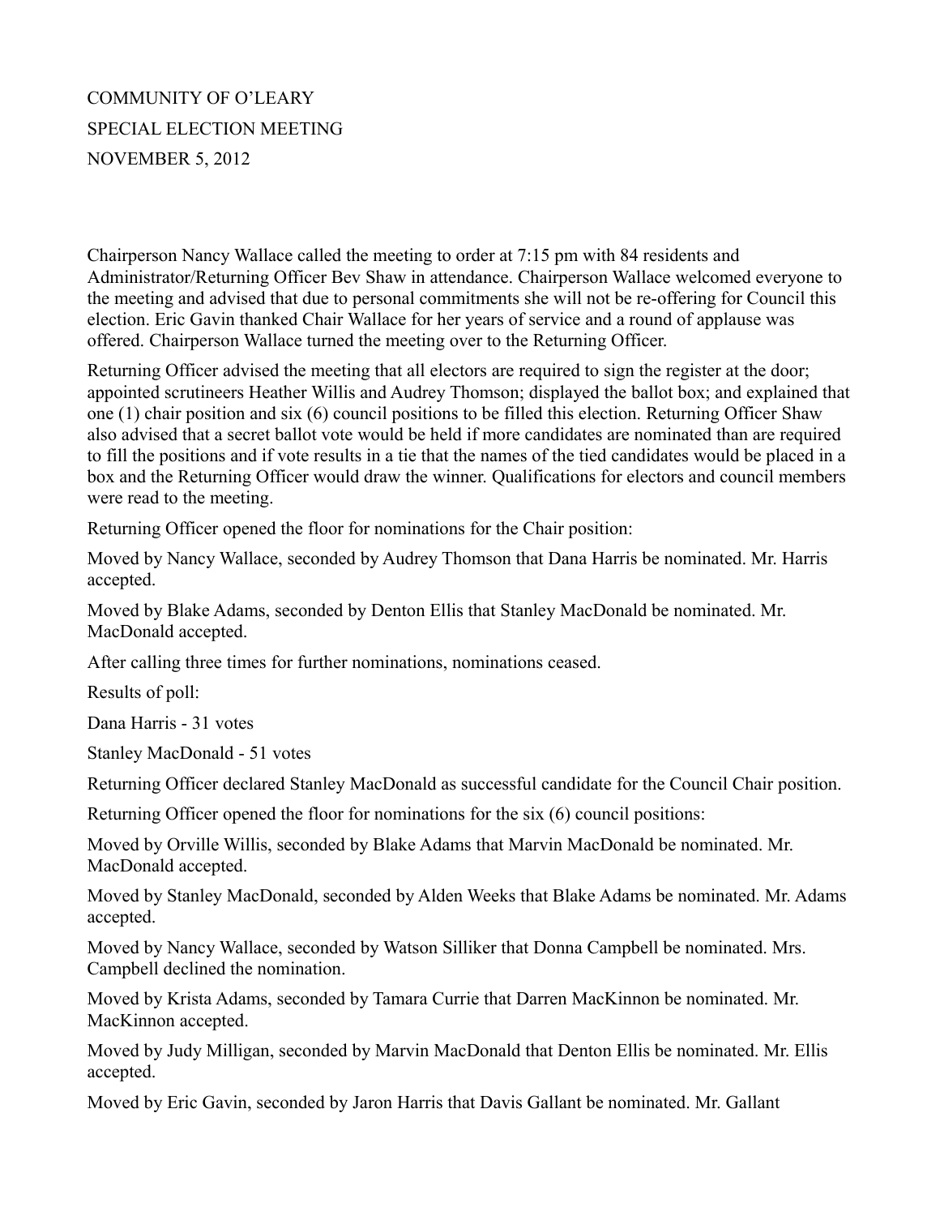COMMUNITY OF O'LEARY

SPECIAL ELECTION MEETING

NOVEMBER 5, 2012

Chairperson Nancy Wallace called the meeting to order at 7:15 pm with 84 residents and Administrator/Returning Officer Bev Shaw in attendance. Chairperson Wallace welcomed everyone to the meeting and advised that due to personal commitments she will not be re-offering for Council this election. Eric Gavin thanked Chair Wallace for her years of service and a round of applause was offered. Chairperson Wallace turned the meeting over to the Returning Officer.

Returning Officer advised the meeting that all electors are required to sign the register at the door; appointed scrutineers Heather Willis and Audrey Thomson; displayed the ballot box; and explained that one (1) chair position and six (6) council positions to be filled this election. Returning Officer Shaw also advised that a secret ballot vote would be held if more candidates are nominated than are required to fill the positions and if vote results in a tie that the names of the tied candidates would be placed in a box and the Returning Officer would draw the winner. Qualifications for electors and council members were read to the meeting.

Returning Officer opened the floor for nominations for the Chair position:

Moved by Nancy Wallace, seconded by Audrey Thomson that Dana Harris be nominated. Mr. Harris accepted.

Moved by Blake Adams, seconded by Denton Ellis that Stanley MacDonald be nominated. Mr. MacDonald accepted.

After calling three times for further nominations, nominations ceased.

Results of poll:

Dana Harris - 31 votes

Stanley MacDonald - 51 votes

Returning Officer declared Stanley MacDonald as successful candidate for the Council Chair position.

Returning Officer opened the floor for nominations for the six (6) council positions:

Moved by Orville Willis, seconded by Blake Adams that Marvin MacDonald be nominated. Mr. MacDonald accepted.

Moved by Stanley MacDonald, seconded by Alden Weeks that Blake Adams be nominated. Mr. Adams accepted.

Moved by Nancy Wallace, seconded by Watson Silliker that Donna Campbell be nominated. Mrs. Campbell declined the nomination.

Moved by Krista Adams, seconded by Tamara Currie that Darren MacKinnon be nominated. Mr. MacKinnon accepted.

Moved by Judy Milligan, seconded by Marvin MacDonald that Denton Ellis be nominated. Mr. Ellis accepted.

Moved by Eric Gavin, seconded by Jaron Harris that Davis Gallant be nominated. Mr. Gallant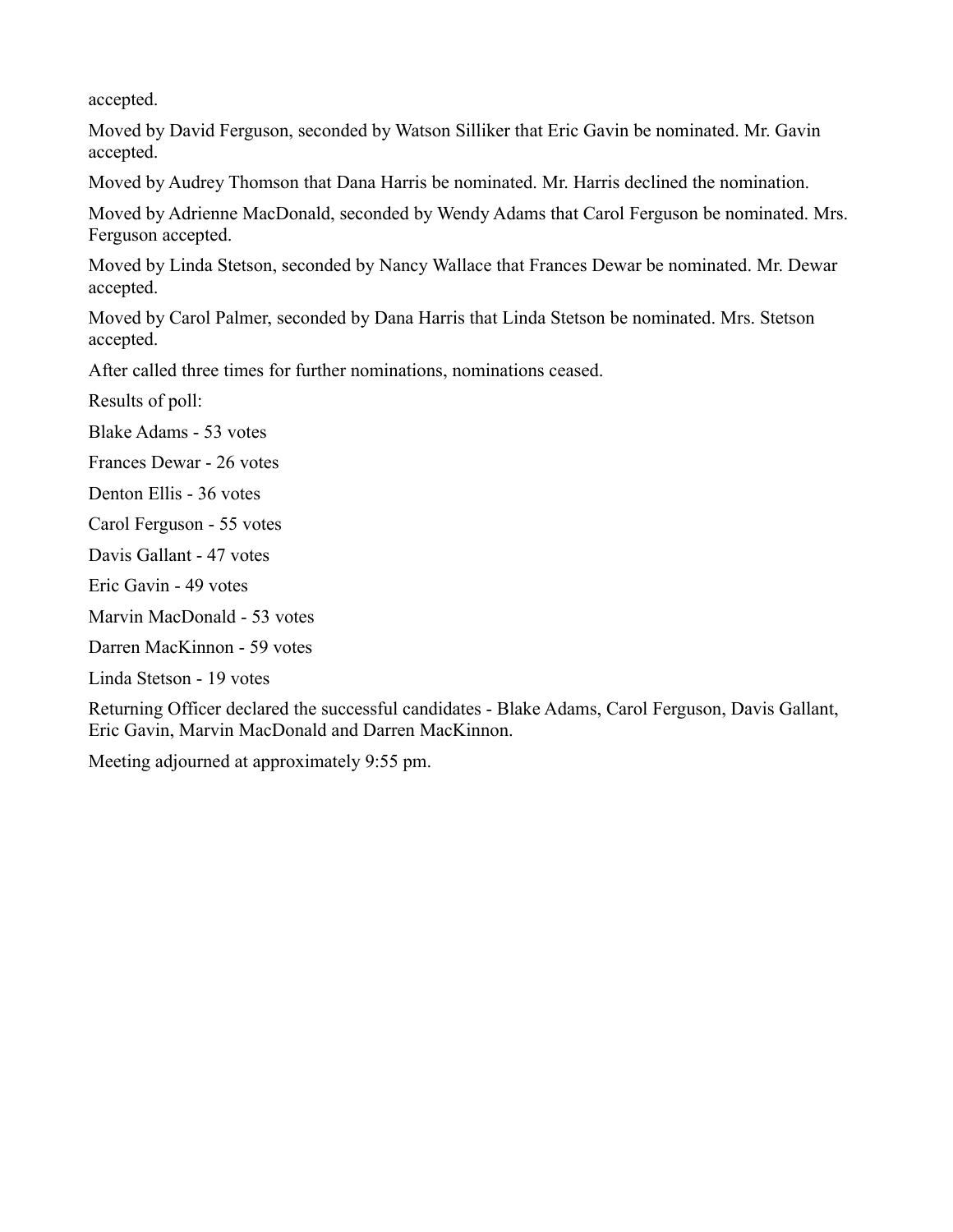accepted.

Moved by David Ferguson, seconded by Watson Silliker that Eric Gavin be nominated. Mr. Gavin accepted.

Moved by Audrey Thomson that Dana Harris be nominated. Mr. Harris declined the nomination.

Moved by Adrienne MacDonald, seconded by Wendy Adams that Carol Ferguson be nominated. Mrs. Ferguson accepted.

Moved by Linda Stetson, seconded by Nancy Wallace that Frances Dewar be nominated. Mr. Dewar accepted.

Moved by Carol Palmer, seconded by Dana Harris that Linda Stetson be nominated. Mrs. Stetson accepted.

After called three times for further nominations, nominations ceased.

Results of poll:

Blake Adams - 53 votes

Frances Dewar - 26 votes

Denton Ellis - 36 votes

Carol Ferguson - 55 votes

Davis Gallant - 47 votes

Eric Gavin - 49 votes

Marvin MacDonald - 53 votes

Darren MacKinnon - 59 votes

Linda Stetson - 19 votes

Returning Officer declared the successful candidates - Blake Adams, Carol Ferguson, Davis Gallant, Eric Gavin, Marvin MacDonald and Darren MacKinnon.

Meeting adjourned at approximately 9:55 pm.